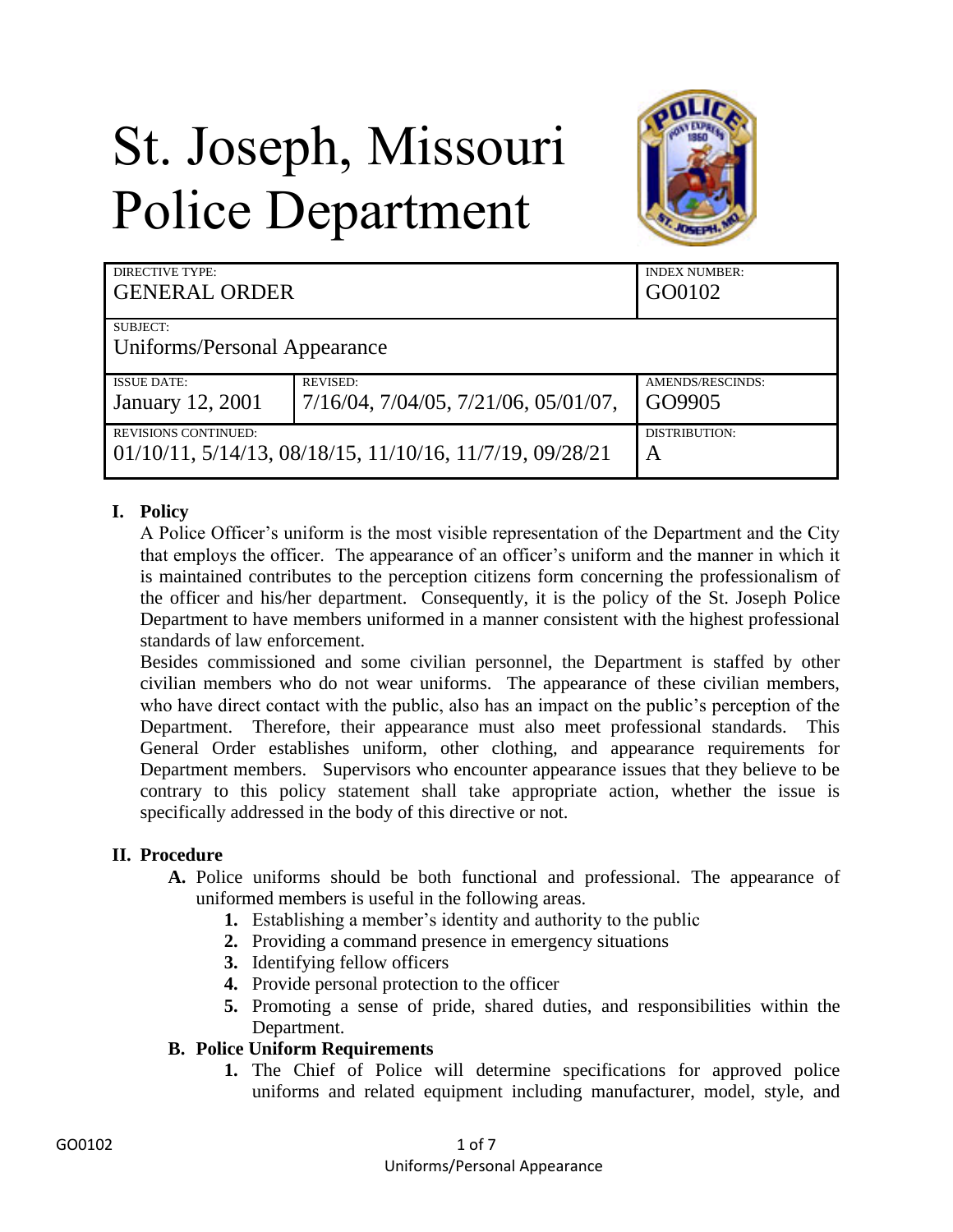# St. Joseph, Missouri Police Department

| DIRECTIVE TYPE: GENERAL ORDER | | INDEX NUMBER: GO0102 |
|---|---|---|
| SUBJECT: Uniforms/Personal Appearance | | |
| ISSUE DATE: January 12, 2001 | REVISED: 7/16/04, 7/04/05, 7/21/06, 05/01/07, | AMENDS/RESCINDS: GO9905 |
| REVISIONS CONTINUED: 01/10/11, 5/14/13, 08/18/15, 11/10/16, 11/7/19, 09/28/21 | | DISTRIBUTION: A |

## I. Policy

A Police Officer's uniform is the most visible representation of the Department and the City that employs the officer. The appearance of an officer's uniform and the manner in which it is maintained contributes to the perception citizens form concerning the professionalism of the officer and his/her department. Consequently, it is the policy of the St. Joseph Police Department to have members uniformed in a manner consistent with the highest professional standards of law enforcement.

Besides commissioned and some civilian personnel, the Department is staffed by other civilian members who do not wear uniforms. The appearance of these civilian members, who have direct contact with the public, also has an impact on the public's perception of the Department. Therefore, their appearance must also meet professional standards. This General Order establishes uniform, other clothing, and appearance requirements for Department members. Supervisors who encounter appearance issues that they believe to be contrary to this policy statement shall take appropriate action, whether the issue is specifically addressed in the body of this directive or not.

## II. Procedure

**A.** Police uniforms should be both functional and professional. The appearance of uniformed members is useful in the following areas.

1. Establishing a member's identity and authority to the public
2. Providing a command presence in emergency situations
3. Identifying fellow officers
4. Provide personal protection to the officer
5. Promoting a sense of pride, shared duties, and responsibilities within the Department.

**B. Police Uniform Requirements**

1. The Chief of Police will determine specifications for approved police uniforms and related equipment including manufacturer, model, style, and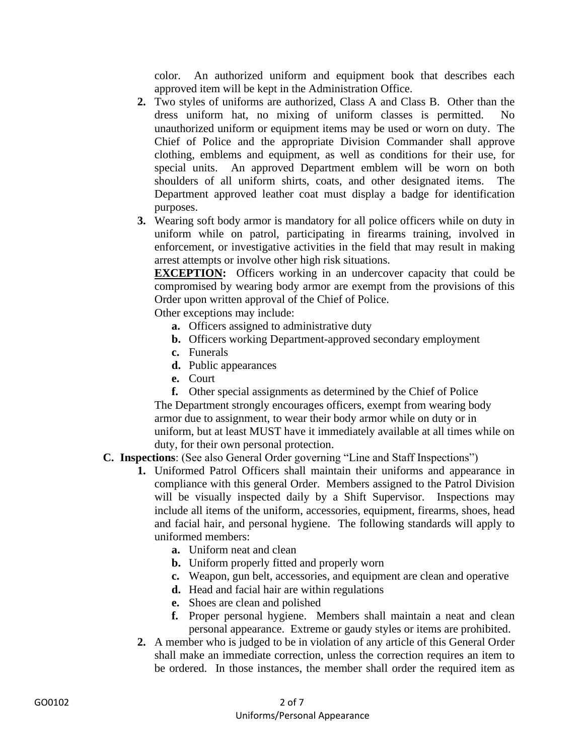color. An authorized uniform and equipment book that describes each approved item will be kept in the Administration Office.

2. Two styles of uniforms are authorized, Class A and Class B. Other than the dress uniform hat, no mixing of uniform classes is permitted. No unauthorized uniform or equipment items may be used or worn on duty. The Chief of Police and the appropriate Division Commander shall approve clothing, emblems and equipment, as well as conditions for their use, for special units. An approved Department emblem will be worn on both shoulders of all uniform shirts, coats, and other designated items. The Department approved leather coat must display a badge for identification purposes.

3. Wearing soft body armor is mandatory for all police officers while on duty in uniform while on patrol, participating in firearms training, involved in enforcement, or investigative activities in the field that may result in making arrest attempts or involve other high risk situations.

   **EXCEPTION:** Officers working in an undercover capacity that could be compromised by wearing body armor are exempt from the provisions of this Order upon written approval of the Chief of Police.

   Other exceptions may include:

   a. Officers assigned to administrative duty
   b. Officers working Department-approved secondary employment
   c. Funerals
   d. Public appearances
   e. Court
   f. Other special assignments as determined by the Chief of Police

   The Department strongly encourages officers, exempt from wearing body armor due to assignment, to wear their body armor while on duty or in uniform, but at least MUST have it immediately available at all times while on duty, for their own personal protection.

**C. Inspections**: (See also General Order governing "Line and Staff Inspections")

1. Uniformed Patrol Officers shall maintain their uniforms and appearance in compliance with this general Order. Members assigned to the Patrol Division will be visually inspected daily by a Shift Supervisor. Inspections may include all items of the uniform, accessories, equipment, firearms, shoes, head and facial hair, and personal hygiene. The following standards will apply to uniformed members:

   a. Uniform neat and clean
   b. Uniform properly fitted and properly worn
   c. Weapon, gun belt, accessories, and equipment are clean and operative
   d. Head and facial hair are within regulations
   e. Shoes are clean and polished
   f. Proper personal hygiene. Members shall maintain a neat and clean personal appearance. Extreme or gaudy styles or items are prohibited.

2. A member who is judged to be in violation of any article of this General Order shall make an immediate correction, unless the correction requires an item to be ordered. In those instances, the member shall order the required item as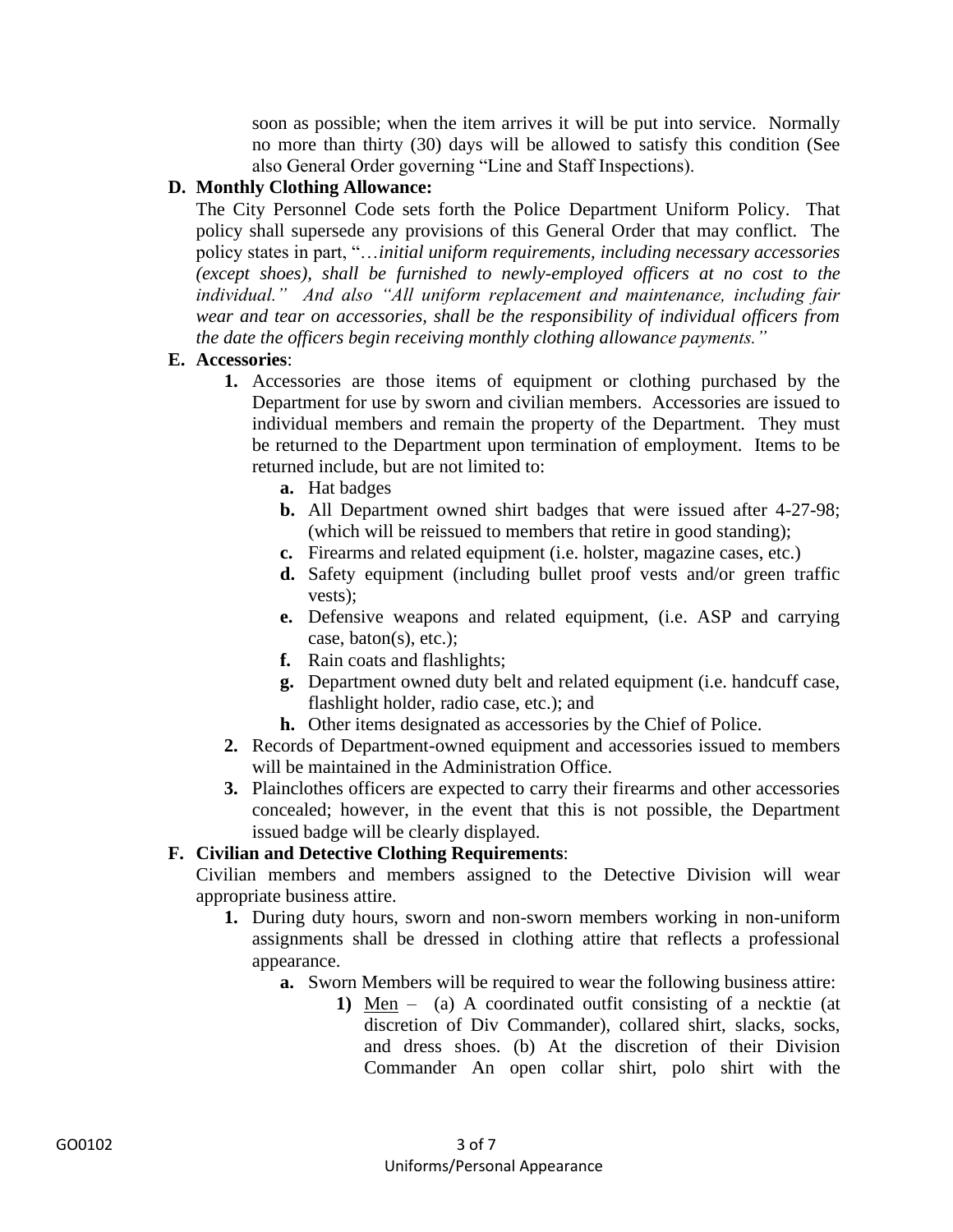soon as possible; when the item arrives it will be put into service. Normally no more than thirty (30) days will be allowed to satisfy this condition (See also General Order governing "Line and Staff Inspections).

**D. Monthly Clothing Allowance:**

The City Personnel Code sets forth the Police Department Uniform Policy. That policy shall supersede any provisions of this General Order that may conflict. The policy states in part, "…*initial uniform requirements, including necessary accessories (except shoes), shall be furnished to newly-employed officers at no cost to the individual." And also "All uniform replacement and maintenance, including fair wear and tear on accessories, shall be the responsibility of individual officers from the date the officers begin receiving monthly clothing allowance payments."*

**E. Accessories**:

1. Accessories are those items of equipment or clothing purchased by the Department for use by sworn and civilian members. Accessories are issued to individual members and remain the property of the Department. They must be returned to the Department upon termination of employment. Items to be returned include, but are not limited to:
   - **a.** Hat badges
   - **b.** All Department owned shirt badges that were issued after 4-27-98; (which will be reissued to members that retire in good standing);
   - **c.** Firearms and related equipment (i.e. holster, magazine cases, etc.)
   - **d.** Safety equipment (including bullet proof vests and/or green traffic vests);
   - **e.** Defensive weapons and related equipment, (i.e. ASP and carrying case, baton(s), etc.);
   - **f.** Rain coats and flashlights;
   - **g.** Department owned duty belt and related equipment (i.e. handcuff case, flashlight holder, radio case, etc.); and
   - **h.** Other items designated as accessories by the Chief of Police.
2. Records of Department-owned equipment and accessories issued to members will be maintained in the Administration Office.
3. Plainclothes officers are expected to carry their firearms and other accessories concealed; however, in the event that this is not possible, the Department issued badge will be clearly displayed.

**F. Civilian and Detective Clothing Requirements**:

Civilian members and members assigned to the Detective Division will wear appropriate business attire.

1. During duty hours, sworn and non-sworn members working in non-uniform assignments shall be dressed in clothing attire that reflects a professional appearance.
   - **a.** Sworn Members will be required to wear the following business attire:
     - **1)** Men – (a) A coordinated outfit consisting of a necktie (at discretion of Div Commander), collared shirt, slacks, socks, and dress shoes. (b) At the discretion of their Division Commander An open collar shirt, polo shirt with the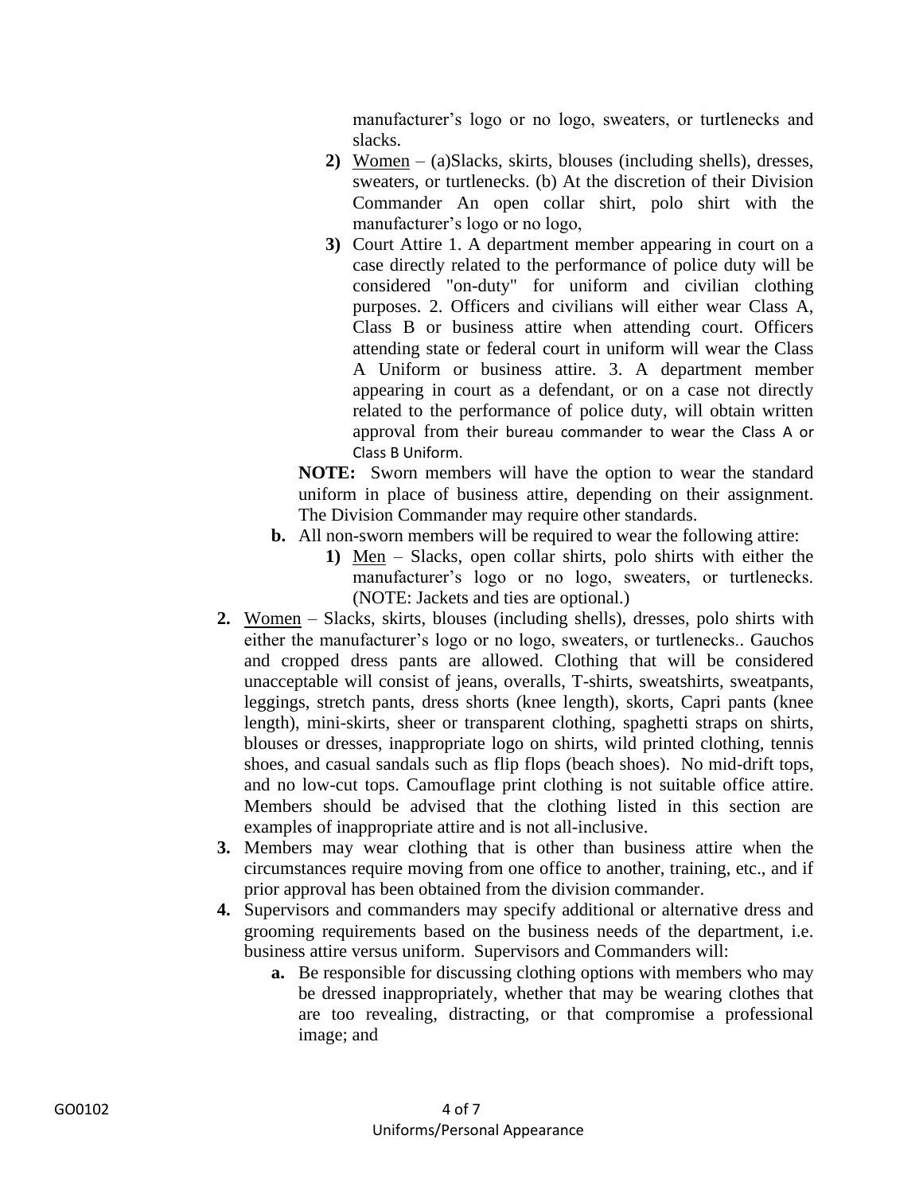manufacturer's logo or no logo, sweaters, or turtlenecks and slacks.

2) Women – (a)Slacks, skirts, blouses (including shells), dresses, sweaters, or turtlenecks. (b) At the discretion of their Division Commander An open collar shirt, polo shirt with the manufacturer's logo or no logo,

3) Court Attire 1. A department member appearing in court on a case directly related to the performance of police duty will be considered "on-duty" for uniform and civilian clothing purposes. 2. Officers and civilians will either wear Class A, Class B or business attire when attending court. Officers attending state or federal court in uniform will wear the Class A Uniform or business attire. 3. A department member appearing in court as a defendant, or on a case not directly related to the performance of police duty, will obtain written approval from their bureau commander to wear the Class A or Class B Uniform.

**NOTE:** Sworn members will have the option to wear the standard uniform in place of business attire, depending on their assignment. The Division Commander may require other standards.

**b.** All non-sworn members will be required to wear the following attire:

1) Men – Slacks, open collar shirts, polo shirts with either the manufacturer's logo or no logo, sweaters, or turtlenecks. (NOTE: Jackets and ties are optional.)

**2.** Women – Slacks, skirts, blouses (including shells), dresses, polo shirts with either the manufacturer's logo or no logo, sweaters, or turtlenecks.. Gauchos and cropped dress pants are allowed. Clothing that will be considered unacceptable will consist of jeans, overalls, T-shirts, sweatshirts, sweatpants, leggings, stretch pants, dress shorts (knee length), skorts, Capri pants (knee length), mini-skirts, sheer or transparent clothing, spaghetti straps on shirts, blouses or dresses, inappropriate logo on shirts, wild printed clothing, tennis shoes, and casual sandals such as flip flops (beach shoes). No mid-drift tops, and no low-cut tops. Camouflage print clothing is not suitable office attire. Members should be advised that the clothing listed in this section are examples of inappropriate attire and is not all-inclusive.

**3.** Members may wear clothing that is other than business attire when the circumstances require moving from one office to another, training, etc., and if prior approval has been obtained from the division commander.

**4.** Supervisors and commanders may specify additional or alternative dress and grooming requirements based on the business needs of the department, i.e. business attire versus uniform. Supervisors and Commanders will:

**a.** Be responsible for discussing clothing options with members who may be dressed inappropriately, whether that may be wearing clothes that are too revealing, distracting, or that compromise a professional image; and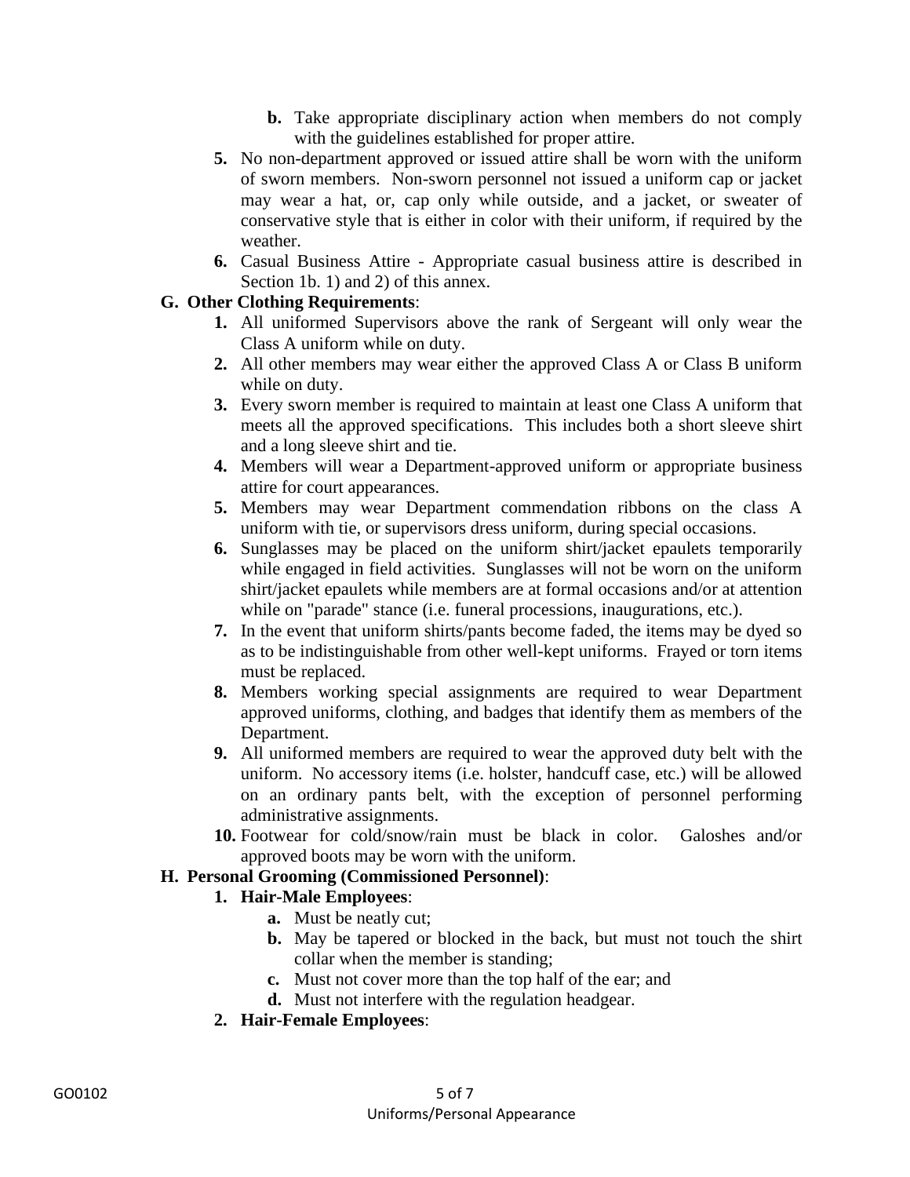- **b.** Take appropriate disciplinary action when members do not comply with the guidelines established for proper attire.

5. No non-department approved or issued attire shall be worn with the uniform of sworn members. Non-sworn personnel not issued a uniform cap or jacket may wear a hat, or, cap only while outside, and a jacket, or sweater of conservative style that is either in color with their uniform, if required by the weather.
6. Casual Business Attire - Appropriate casual business attire is described in Section 1b. 1) and 2) of this annex.

**G. Other Clothing Requirements**:

1. All uniformed Supervisors above the rank of Sergeant will only wear the Class A uniform while on duty.
2. All other members may wear either the approved Class A or Class B uniform while on duty.
3. Every sworn member is required to maintain at least one Class A uniform that meets all the approved specifications. This includes both a short sleeve shirt and a long sleeve shirt and tie.
4. Members will wear a Department-approved uniform or appropriate business attire for court appearances.
5. Members may wear Department commendation ribbons on the class A uniform with tie, or supervisors dress uniform, during special occasions.
6. Sunglasses may be placed on the uniform shirt/jacket epaulets temporarily while engaged in field activities. Sunglasses will not be worn on the uniform shirt/jacket epaulets while members are at formal occasions and/or at attention while on "parade" stance (i.e. funeral processions, inaugurations, etc.).
7. In the event that uniform shirts/pants become faded, the items may be dyed so as to be indistinguishable from other well-kept uniforms. Frayed or torn items must be replaced.
8. Members working special assignments are required to wear Department approved uniforms, clothing, and badges that identify them as members of the Department.
9. All uniformed members are required to wear the approved duty belt with the uniform. No accessory items (i.e. holster, handcuff case, etc.) will be allowed on an ordinary pants belt, with the exception of personnel performing administrative assignments.
10. Footwear for cold/snow/rain must be black in color. Galoshes and/or approved boots may be worn with the uniform.

**H. Personal Grooming (Commissioned Personnel)**:

1. **Hair-Male Employees**:
   - **a.** Must be neatly cut;
   - **b.** May be tapered or blocked in the back, but must not touch the shirt collar when the member is standing;
   - **c.** Must not cover more than the top half of the ear; and
   - **d.** Must not interfere with the regulation headgear.
2. **Hair-Female Employees**: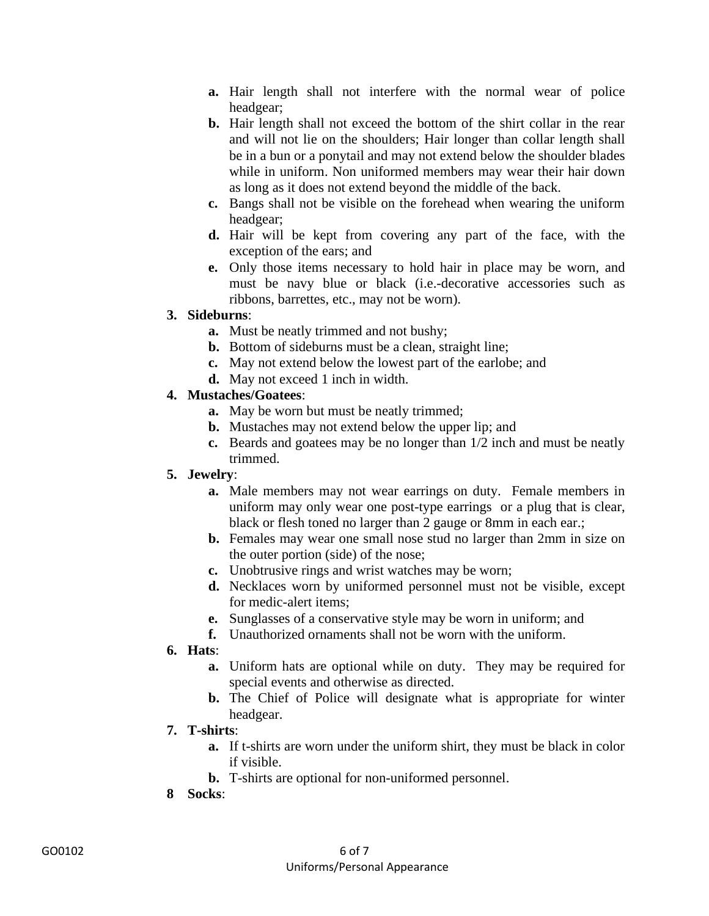- **a.** Hair length shall not interfere with the normal wear of police headgear;
   - **b.** Hair length shall not exceed the bottom of the shirt collar in the rear and will not lie on the shoulders; Hair longer than collar length shall be in a bun or a ponytail and may not extend below the shoulder blades while in uniform. Non uniformed members may wear their hair down as long as it does not extend beyond the middle of the back.
   - **c.** Bangs shall not be visible on the forehead when wearing the uniform headgear;
   - **d.** Hair will be kept from covering any part of the face, with the exception of the ears; and
   - **e.** Only those items necessary to hold hair in place may be worn, and must be navy blue or black (i.e.-decorative accessories such as ribbons, barrettes, etc., may not be worn).

3. **Sideburns**:
   - **a.** Must be neatly trimmed and not bushy;
   - **b.** Bottom of sideburns must be a clean, straight line;
   - **c.** May not extend below the lowest part of the earlobe; and
   - **d.** May not exceed 1 inch in width.

4. **Mustaches/Goatees**:
   - **a.** May be worn but must be neatly trimmed;
   - **b.** Mustaches may not extend below the upper lip; and
   - **c.** Beards and goatees may be no longer than 1/2 inch and must be neatly trimmed.

5. **Jewelry**:
   - **a.** Male members may not wear earrings on duty. Female members in uniform may only wear one post-type earrings or a plug that is clear, black or flesh toned no larger than 2 gauge or 8mm in each ear.;
   - **b.** Females may wear one small nose stud no larger than 2mm in size on the outer portion (side) of the nose;
   - **c.** Unobtrusive rings and wrist watches may be worn;
   - **d.** Necklaces worn by uniformed personnel must not be visible, except for medic-alert items;
   - **e.** Sunglasses of a conservative style may be worn in uniform; and
   - **f.** Unauthorized ornaments shall not be worn with the uniform.

6. **Hats**:
   - **a.** Uniform hats are optional while on duty. They may be required for special events and otherwise as directed.
   - **b.** The Chief of Police will designate what is appropriate for winter headgear.

7. **T-shirts**:
   - **a.** If t-shirts are worn under the uniform shirt, they must be black in color if visible.
   - **b.** T-shirts are optional for non-uniformed personnel.

8 **Socks**: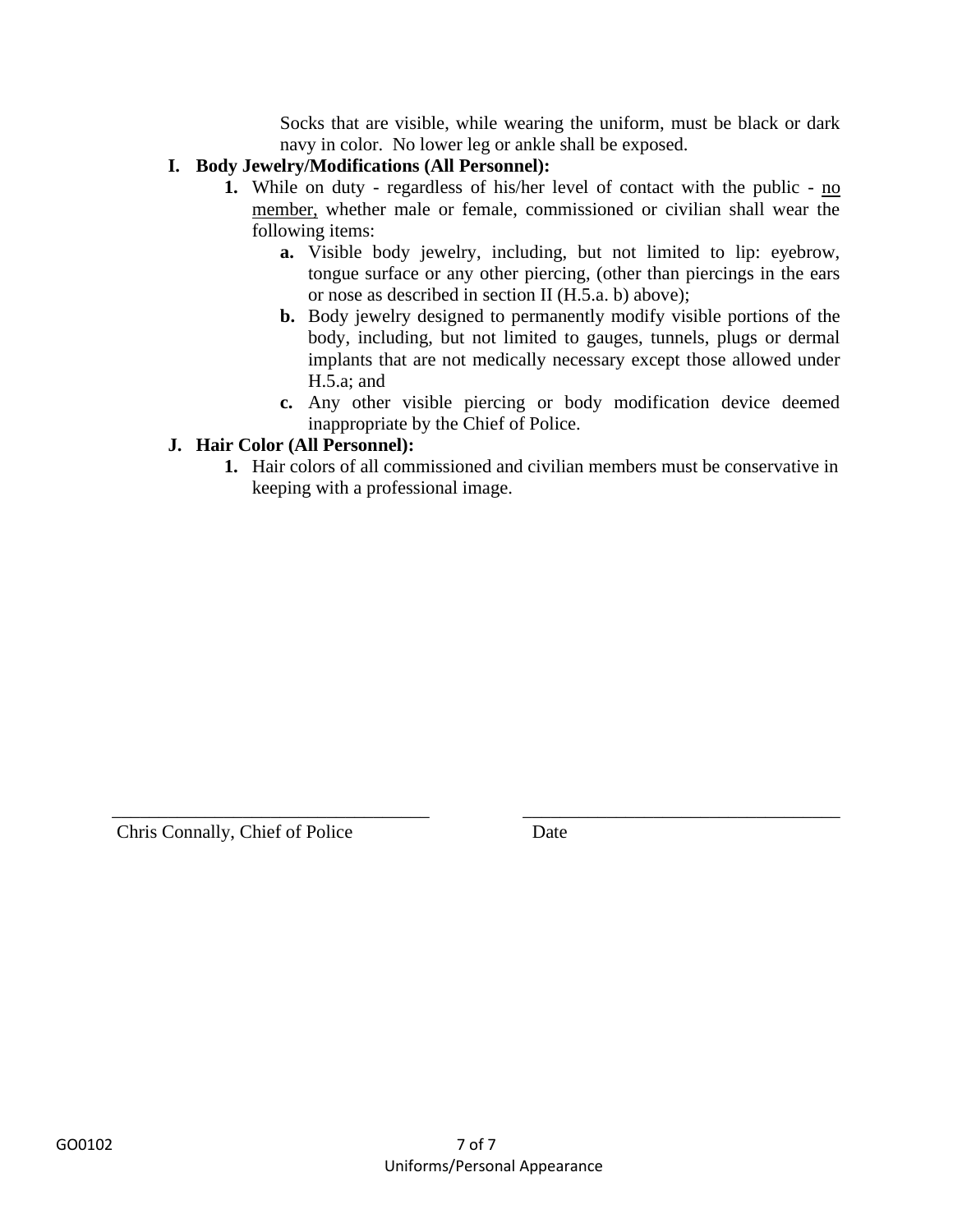Socks that are visible, while wearing the uniform, must be black or dark navy in color. No lower leg or ankle shall be exposed.

**I. Body Jewelry/Modifications (All Personnel):**

1. While on duty - regardless of his/her level of contact with the public - <u>no member,</u> whether male or female, commissioned or civilian shall wear the following items:
   - **a.** Visible body jewelry, including, but not limited to lip: eyebrow, tongue surface or any other piercing, (other than piercings in the ears or nose as described in section II (H.5.a. b) above);
   - **b.** Body jewelry designed to permanently modify visible portions of the body, including, but not limited to gauges, tunnels, plugs or dermal implants that are not medically necessary except those allowed under H.5.a; and
   - **c.** Any other visible piercing or body modification device deemed inappropriate by the Chief of Police.

**J. Hair Color (All Personnel):**

1. Hair colors of all commissioned and civilian members must be conservative in keeping with a professional image.

\_\_\_\_\_\_\_\_\_\_\_\_\_\_\_\_\_\_\_\_\_\_\_\_\_\_\_\_\_\_\_\_\_\_\_ \_\_\_\_\_\_\_\_\_\_\_\_\_\_\_\_\_\_\_\_\_\_\_\_\_\_\_\_\_\_\_\_\_\_\_

Chris Connally, Chief of Police Date